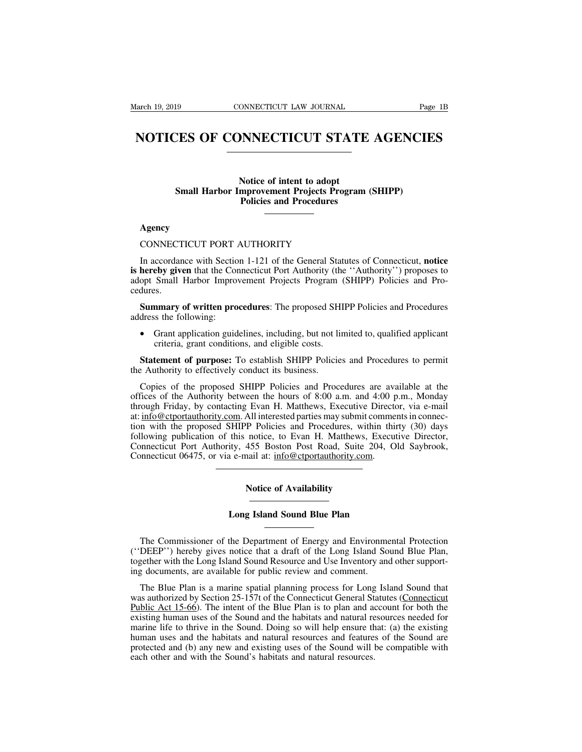# NOTICES OF CONNECTICUT STATE AGENCIES

## Notice of intent to adopt Small Harbor Improvement Projects Program (SHIPP) Policies and Procedures

**Agency**

CONNECTICUT PORT AUTHORITY

In accordance with Section 1-121 of the General Statutes of Connecticut, **notice is hereby given** that the Connecticut Port Authority (the ''Authority'') proposes to adopt Small Harbor Improvement Projects Program (SHIPP) Policies and Procedures.

**Summary of written procedures**: The proposed SHIPP Policies and Procedures address the following:

- Grant application guidelines, including, but not limited to, qualified applicant criteria, grant conditions, and eligible costs.

**Statement of purpose:** To establish SHIPP Policies and Procedures to permit the Authority to effectively conduct its business.

Copies of the proposed SHIPP Policies and Procedures are available at the offices of the Authority between the hours of 8:00 a.m. and 4:00 p.m., Monday through Friday, by contacting Evan H. Matthews, Executive Director, via e-mail at: info@ctportauthority.com. All interested parties may submit comments in connection with the proposed SHIPP Policies and Procedures, within thirty (30) days following publication of this notice, to Evan H. Matthews, Executive Director, Connecticut Port Authority, 455 Boston Post Road, Suite 204, Old Saybrook, Connecticut 06475, or via e-mail at: info@ctportauthority.com.

## Notice of Availability

### Long Island Sound Blue Plan

The Commissioner of the Department of Energy and Environmental Protection (''DEEP'') hereby gives notice that a draft of the Long Island Sound Blue Plan, together with the Long Island Sound Resource and Use Inventory and other supporting documents, are available for public review and comment.

The Blue Plan is a marine spatial planning process for Long Island Sound that was authorized by Section 25-157t of the Connecticut General Statutes (Connecticut Public Act 15-66). The intent of the Blue Plan is to plan and account for both the existing human uses of the Sound and the habitats and natural resources needed for marine life to thrive in the Sound. Doing so will help ensure that: (a) the existing human uses and the habitats and natural resources and features of the Sound are protected and (b) any new and existing uses of the Sound will be compatible with each other and with the Sound's habitats and natural resources.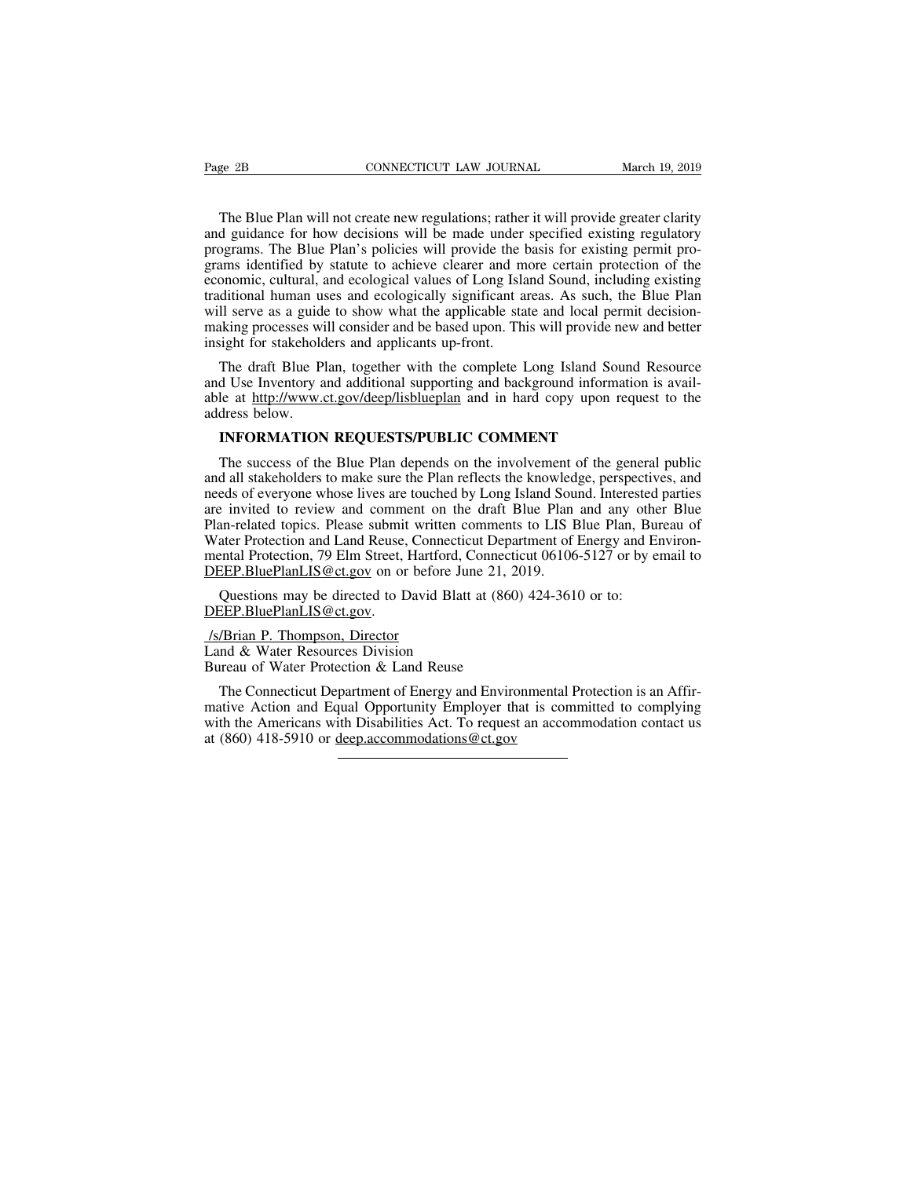The Blue Plan will not create new regulations; rather it will provide greater clarity and guidance for how decisions will be made under specified existing regulatory programs. The Blue Plan's policies will provide the basis for existing permit programs identified by statute to achieve clearer and more certain protection of the economic, cultural, and ecological values of Long Island Sound, including existing traditional human uses and ecologically significant areas. As such, the Blue Plan will serve as a guide to show what the applicable state and local permit decision-making processes will consider and be based upon. This will provide new and better insight for stakeholders and applicants up-front.

The draft Blue Plan, together with the complete Long Island Sound Resource and Use Inventory and additional supporting and background information is available at http://www.ct.gov/deep/lisblueplan and in hard copy upon request to the address below.

**INFORMATION REQUESTS/PUBLIC COMMENT**

The success of the Blue Plan depends on the involvement of the general public and all stakeholders to make sure the Plan reflects the knowledge, perspectives, and needs of everyone whose lives are touched by Long Island Sound. Interested parties are invited to review and comment on the draft Blue Plan and any other Blue Plan-related topics. Please submit written comments to LIS Blue Plan, Bureau of Water Protection and Land Reuse, Connecticut Department of Energy and Environmental Protection, 79 Elm Street, Hartford, Connecticut 06106-5127 or by email to DEEP.BluePlanLIS@ct.gov on or before June 21, 2019.

Questions may be directed to David Blatt at (860) 424-3610 or to: DEEP.BluePlanLIS@ct.gov.

/s/Brian P. Thompson, Director
Land & Water Resources Division
Bureau of Water Protection & Land Reuse

The Connecticut Department of Energy and Environmental Protection is an Affirmative Action and Equal Opportunity Employer that is committed to complying with the Americans with Disabilities Act. To request an accommodation contact us at (860) 418-5910 or deep.accommodations@ct.gov